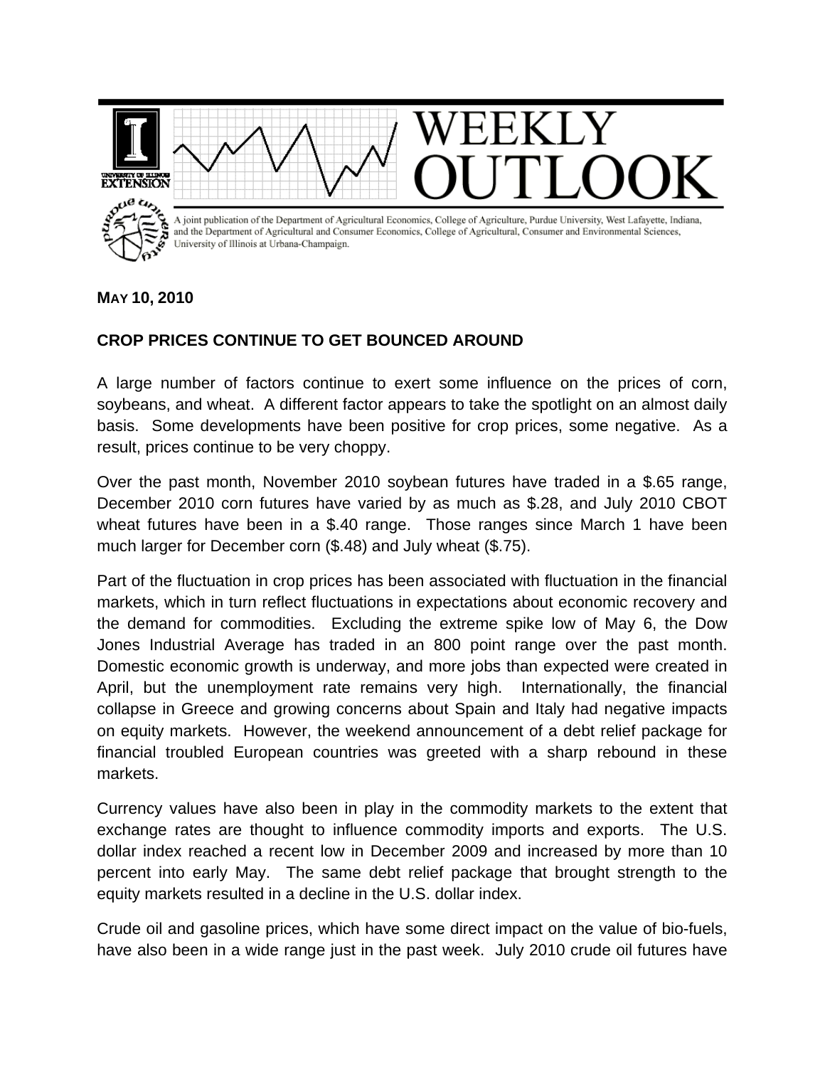WEEKLY OUTLOOK

A joint publication of the Department of Agricultural Economics, College of Agriculture, Purdue University, West Lafayette, Indiana, and the Department of Agricultural and Consumer Economics, College of Agricultural, Consumer and Environmental Sciences, University of Illinois at Urbana-Champaign.

**MAY 10, 2010**

## CROP PRICES CONTINUE TO GET BOUNCED AROUND

A large number of factors continue to exert some influence on the prices of corn, soybeans, and wheat. A different factor appears to take the spotlight on an almost daily basis. Some developments have been positive for crop prices, some negative. As a result, prices continue to be very choppy.

Over the past month, November 2010 soybean futures have traded in a $.65 range, December 2010 corn futures have varied by as much as $.28, and July 2010 CBOT wheat futures have been in a $.40 range. Those ranges since March 1 have been much larger for December corn ($.48) and July wheat ($.75).

Part of the fluctuation in crop prices has been associated with fluctuation in the financial markets, which in turn reflect fluctuations in expectations about economic recovery and the demand for commodities. Excluding the extreme spike low of May 6, the Dow Jones Industrial Average has traded in an 800 point range over the past month. Domestic economic growth is underway, and more jobs than expected were created in April, but the unemployment rate remains very high. Internationally, the financial collapse in Greece and growing concerns about Spain and Italy had negative impacts on equity markets. However, the weekend announcement of a debt relief package for financial troubled European countries was greeted with a sharp rebound in these markets.

Currency values have also been in play in the commodity markets to the extent that exchange rates are thought to influence commodity imports and exports. The U.S. dollar index reached a recent low in December 2009 and increased by more than 10 percent into early May. The same debt relief package that brought strength to the equity markets resulted in a decline in the U.S. dollar index.

Crude oil and gasoline prices, which have some direct impact on the value of bio-fuels, have also been in a wide range just in the past week. July 2010 crude oil futures have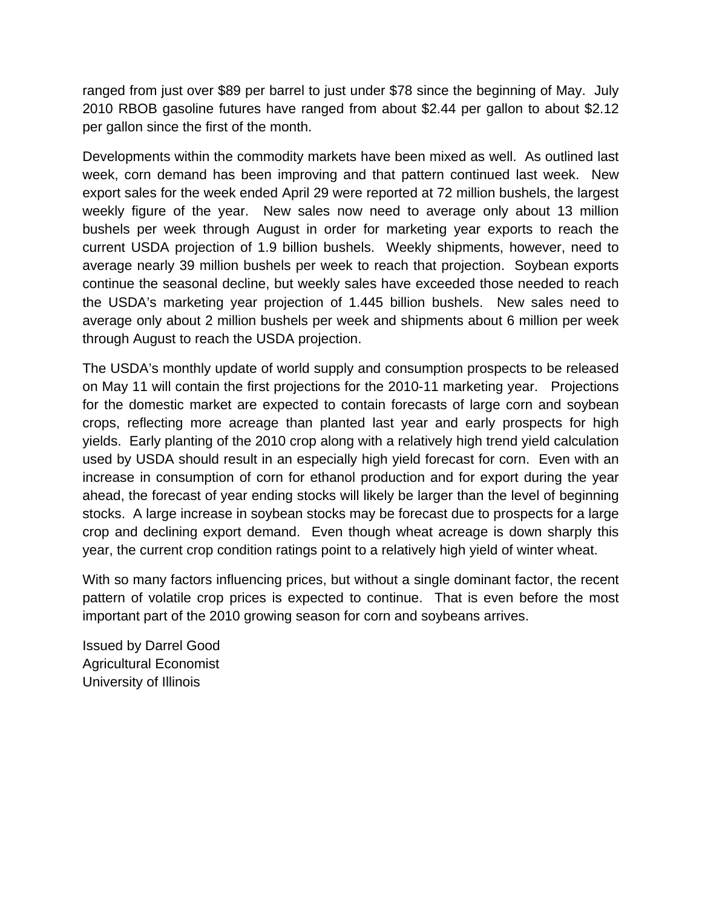ranged from just over $89 per barrel to just under $78 since the beginning of May. July 2010 RBOB gasoline futures have ranged from about $2.44 per gallon to about $2.12 per gallon since the first of the month.

Developments within the commodity markets have been mixed as well. As outlined last week, corn demand has been improving and that pattern continued last week. New export sales for the week ended April 29 were reported at 72 million bushels, the largest weekly figure of the year. New sales now need to average only about 13 million bushels per week through August in order for marketing year exports to reach the current USDA projection of 1.9 billion bushels. Weekly shipments, however, need to average nearly 39 million bushels per week to reach that projection. Soybean exports continue the seasonal decline, but weekly sales have exceeded those needed to reach the USDA's marketing year projection of 1.445 billion bushels. New sales need to average only about 2 million bushels per week and shipments about 6 million per week through August to reach the USDA projection.

The USDA's monthly update of world supply and consumption prospects to be released on May 11 will contain the first projections for the 2010-11 marketing year. Projections for the domestic market are expected to contain forecasts of large corn and soybean crops, reflecting more acreage than planted last year and early prospects for high yields. Early planting of the 2010 crop along with a relatively high trend yield calculation used by USDA should result in an especially high yield forecast for corn. Even with an increase in consumption of corn for ethanol production and for export during the year ahead, the forecast of year ending stocks will likely be larger than the level of beginning stocks. A large increase in soybean stocks may be forecast due to prospects for a large crop and declining export demand. Even though wheat acreage is down sharply this year, the current crop condition ratings point to a relatively high yield of winter wheat.

With so many factors influencing prices, but without a single dominant factor, the recent pattern of volatile crop prices is expected to continue. That is even before the most important part of the 2010 growing season for corn and soybeans arrives.

Issued by Darrel Good  
Agricultural Economist  
University of Illinois